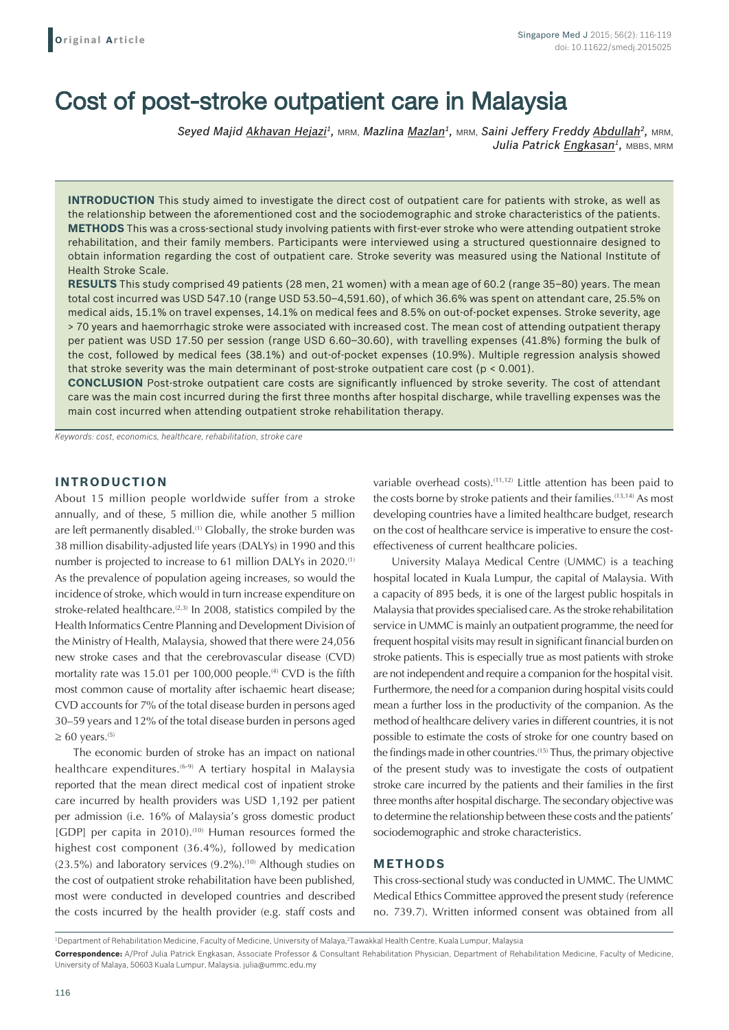Original Article

# Cost of post-stroke outpatient care in Malaysia

*Seyed Majid Akhavan Hejazi[1], MRM, Mazlina Mazlan[1], MRM, Saini Jeffery Freddy Abdullah[2], MRM, Julia Patrick Engkasan[1], MBBS, MRM*

**INTRODUCTION** This study aimed to investigate the direct cost of outpatient care for patients with stroke, as well as the relationship between the aforementioned cost and the sociodemographic and stroke characteristics of the patients.
**METHODS** This was a cross-sectional study involving patients with first-ever stroke who were attending outpatient stroke rehabilitation, and their family members. Participants were interviewed using a structured questionnaire designed to obtain information regarding the cost of outpatient care. Stroke severity was measured using the National Institute of Health Stroke Scale.
**RESULTS** This study comprised 49 patients (28 men, 21 women) with a mean age of 60.2 (range 35–80) years. The mean total cost incurred was USD 547.10 (range USD 53.50–4,591.60), of which 36.6% was spent on attendant care, 25.5% on medical aids, 15.1% on travel expenses, 14.1% on medical fees and 8.5% on out-of-pocket expenses. Stroke severity, age > 70 years and haemorrhagic stroke were associated with increased cost. The mean cost of attending outpatient therapy per patient was USD 17.50 per session (range USD 6.60–30.60), with travelling expenses (41.8%) forming the bulk of the cost, followed by medical fees (38.1%) and out-of-pocket expenses (10.9%). Multiple regression analysis showed that stroke severity was the main determinant of post-stroke outpatient care cost ($p < 0.001$).
**CONCLUSION** Post-stroke outpatient care costs are significantly influenced by stroke severity. The cost of attendant care was the main cost incurred during the first three months after hospital discharge, while travelling expenses was the main cost incurred when attending outpatient stroke rehabilitation therapy.

*Keywords: cost, economics, healthcare, rehabilitation, stroke care*

## INTRODUCTION

About 15 million people worldwide suffer from a stroke annually, and of these, 5 million die, while another 5 million are left permanently disabled.[1] Globally, the stroke burden was 38 million disability-adjusted life years (DALYs) in 1990 and this number is projected to increase to 61 million DALYs in 2020.[1] As the prevalence of population ageing increases, so would the incidence of stroke, which would in turn increase expenditure on stroke-related healthcare.[2,3] In 2008, statistics compiled by the Health Informatics Centre Planning and Development Division of the Ministry of Health, Malaysia, showed that there were 24,056 new stroke cases and that the cerebrovascular disease (CVD) mortality rate was 15.01 per 100,000 people.[4] CVD is the fifth most common cause of mortality after ischaemic heart disease; CVD accounts for 7% of the total disease burden in persons aged 30–59 years and 12% of the total disease burden in persons aged ≥ 60 years.[5]

The economic burden of stroke has an impact on national healthcare expenditures.[6-9] A tertiary hospital in Malaysia reported that the mean direct medical cost of inpatient stroke care incurred by health providers was USD 1,192 per patient per admission (i.e. 16% of Malaysia's gross domestic product [GDP] per capita in 2010).[10] Human resources formed the highest cost component (36.4%), followed by medication (23.5%) and laboratory services (9.2%).[10] Although studies on the cost of outpatient stroke rehabilitation have been published, most were conducted in developed countries and described the costs incurred by the health provider (e.g. staff costs and variable overhead costs).[11,12] Little attention has been paid to the costs borne by stroke patients and their families.[13,14] As most developing countries have a limited healthcare budget, research on the cost of healthcare service is imperative to ensure the cost-effectiveness of current healthcare policies.

University Malaya Medical Centre (UMMC) is a teaching hospital located in Kuala Lumpur, the capital of Malaysia. With a capacity of 895 beds, it is one of the largest public hospitals in Malaysia that provides specialised care. As the stroke rehabilitation service in UMMC is mainly an outpatient programme, the need for frequent hospital visits may result in significant financial burden on stroke patients. This is especially true as most patients with stroke are not independent and require a companion for the hospital visit. Furthermore, the need for a companion during hospital visits could mean a further loss in the productivity of the companion. As the method of healthcare delivery varies in different countries, it is not possible to estimate the costs of stroke for one country based on the findings made in other countries.[15] Thus, the primary objective of the present study was to investigate the costs of outpatient stroke care incurred by the patients and their families in the first three months after hospital discharge. The secondary objective was to determine the relationship between these costs and the patients' sociodemographic and stroke characteristics.

## METHODS

This cross-sectional study was conducted in UMMC. The UMMC Medical Ethics Committee approved the present study (reference no. 739.7). Written informed consent was obtained from all

[1]Department of Rehabilitation Medicine, Faculty of Medicine, University of Malaya, [2]Tawakkal Health Centre, Kuala Lumpur, Malaysia

**Correspondence:** A/Prof Julia Patrick Engkasan, Associate Professor & Consultant Rehabilitation Physician, Department of Rehabilitation Medicine, Faculty of Medicine, University of Malaya, 50603 Kuala Lumpur, Malaysia. julia@ummc.edu.my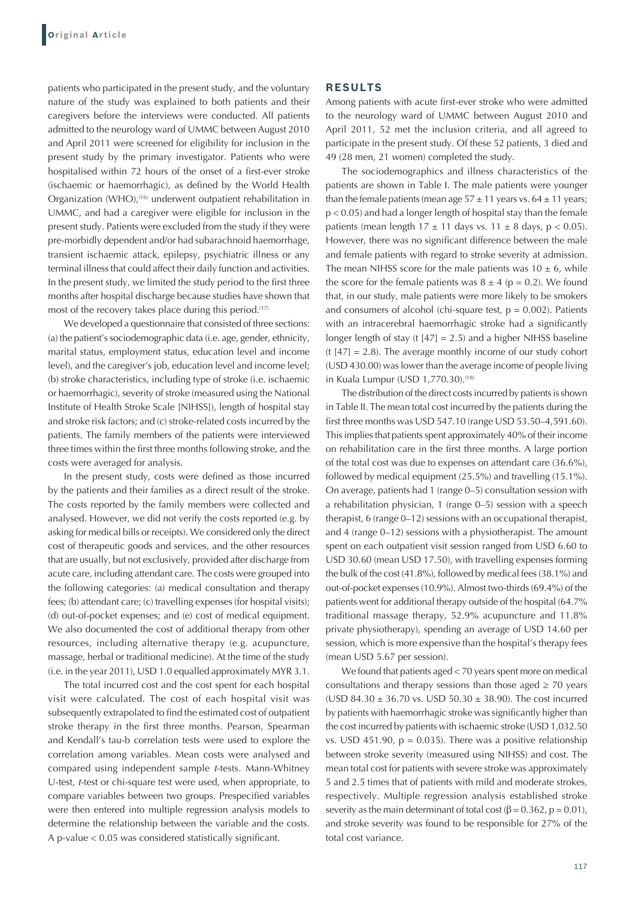patients who participated in the present study, and the voluntary nature of the study was explained to both patients and their caregivers before the interviews were conducted. All patients admitted to the neurology ward of UMMC between August 2010 and April 2011 were screened for eligibility for inclusion in the present study by the primary investigator. Patients who were hospitalised within 72 hours of the onset of a first-ever stroke (ischaemic or haemorrhagic), as defined by the World Health Organization (WHO),[16] underwent outpatient rehabilitation in UMMC, and had a caregiver were eligible for inclusion in the present study. Patients were excluded from the study if they were pre-morbidly dependent and/or had subarachnoid haemorrhage, transient ischaemic attack, epilepsy, psychiatric illness or any terminal illness that could affect their daily function and activities. In the present study, we limited the study period to the first three months after hospital discharge because studies have shown that most of the recovery takes place during this period.[17]

We developed a questionnaire that consisted of three sections: (a) the patient's sociodemographic data (i.e. age, gender, ethnicity, marital status, employment status, education level and income level), and the caregiver's job, education level and income level; (b) stroke characteristics, including type of stroke (i.e. ischaemic or haemorrhagic), severity of stroke (measured using the National Institute of Health Stroke Scale [NIHSS]), length of hospital stay and stroke risk factors; and (c) stroke-related costs incurred by the patients. The family members of the patients were interviewed three times within the first three months following stroke, and the costs were averaged for analysis.

In the present study, costs were defined as those incurred by the patients and their families as a direct result of the stroke. The costs reported by the family members were collected and analysed. However, we did not verify the costs reported (e.g. by asking for medical bills or receipts). We considered only the direct cost of therapeutic goods and services, and the other resources that are usually, but not exclusively, provided after discharge from acute care, including attendant care. The costs were grouped into the following categories: (a) medical consultation and therapy fees; (b) attendant care; (c) travelling expenses (for hospital visits); (d) out-of-pocket expenses; and (e) cost of medical equipment. We also documented the cost of additional therapy from other resources, including alternative therapy (e.g. acupuncture, massage, herbal or traditional medicine). At the time of the study (i.e. in the year 2011), USD 1.0 equalled approximately MYR 3.1.

The total incurred cost and the cost spent for each hospital visit were calculated. The cost of each hospital visit was subsequently extrapolated to find the estimated cost of outpatient stroke therapy in the first three months. Pearson, Spearman and Kendall's tau-b correlation tests were used to explore the correlation among variables. Mean costs were analysed and compared using independent sample *t*-tests. Mann-Whitney U-test, *t*-test or chi-square test were used, when appropriate, to compare variables between two groups. Prespecified variables were then entered into multiple regression analysis models to determine the relationship between the variable and the costs. A p-value < 0.05 was considered statistically significant.

## RESULTS

Among patients with acute first-ever stroke who were admitted to the neurology ward of UMMC between August 2010 and April 2011, 52 met the inclusion criteria, and all agreed to participate in the present study. Of these 52 patients, 3 died and 49 (28 men, 21 women) completed the study.

The sociodemographics and illness characteristics of the patients are shown in Table I. The male patients were younger than the female patients (mean age $57 \pm 11$ years vs. $64 \pm 11$ years; $p < 0.05$) and had a longer length of hospital stay than the female patients (mean length $17 \pm 11$ days vs. $11 \pm 8$ days, $p < 0.05$). However, there was no significant difference between the male and female patients with regard to stroke severity at admission. The mean NIHSS score for the male patients was $10 \pm 6$, while the score for the female patients was $8 \pm 4$ ($p = 0.2$). We found that, in our study, male patients were more likely to be smokers and consumers of alcohol (chi-square test, $p = 0.002$). Patients with an intracerebral haemorrhagic stroke had a significantly longer length of stay ($t\,[47] = 2.5$) and a higher NIHSS baseline ($t\,[47] = 2.8$). The average monthly income of our study cohort (USD 430.00) was lower than the average income of people living in Kuala Lumpur (USD 1,770.30).[18]

The distribution of the direct costs incurred by patients is shown in Table II. The mean total cost incurred by the patients during the first three months was USD 547.10 (range USD 53.50–4,591.60). This implies that patients spent approximately 40% of their income on rehabilitation care in the first three months. A large portion of the total cost was due to expenses on attendant care (36.6%), followed by medical equipment (25.5%) and travelling (15.1%). On average, patients had 1 (range 0–5) consultation session with a rehabilitation physician, 1 (range 0–5) session with a speech therapist, 6 (range 0–12) sessions with an occupational therapist, and 4 (range 0–12) sessions with a physiotherapist. The amount spent on each outpatient visit session ranged from USD 6.60 to USD 30.60 (mean USD 17.50), with travelling expenses forming the bulk of the cost (41.8%), followed by medical fees (38.1%) and out-of-pocket expenses (10.9%). Almost two-thirds (69.4%) of the patients went for additional therapy outside of the hospital (64.7% traditional massage therapy, 52.9% acupuncture and 11.8% private physiotherapy), spending an average of USD 14.60 per session, which is more expensive than the hospital's therapy fees (mean USD 5.67 per session).

We found that patients aged < 70 years spent more on medical consultations and therapy sessions than those aged ≥ 70 years (USD $84.30 \pm 36.70$ vs. USD $50.30 \pm 38.90$). The cost incurred by patients with haemorrhagic stroke was significantly higher than the cost incurred by patients with ischaemic stroke (USD 1,032.50 vs. USD 451.90, $p = 0.035$). There was a positive relationship between stroke severity (measured using NIHSS) and cost. The mean total cost for patients with severe stroke was approximately 5 and 2.5 times that of patients with mild and moderate strokes, respectively. Multiple regression analysis established stroke severity as the main determinant of total cost ($\beta = 0.362$, $p = 0.01$), and stroke severity was found to be responsible for 27% of the total cost variance.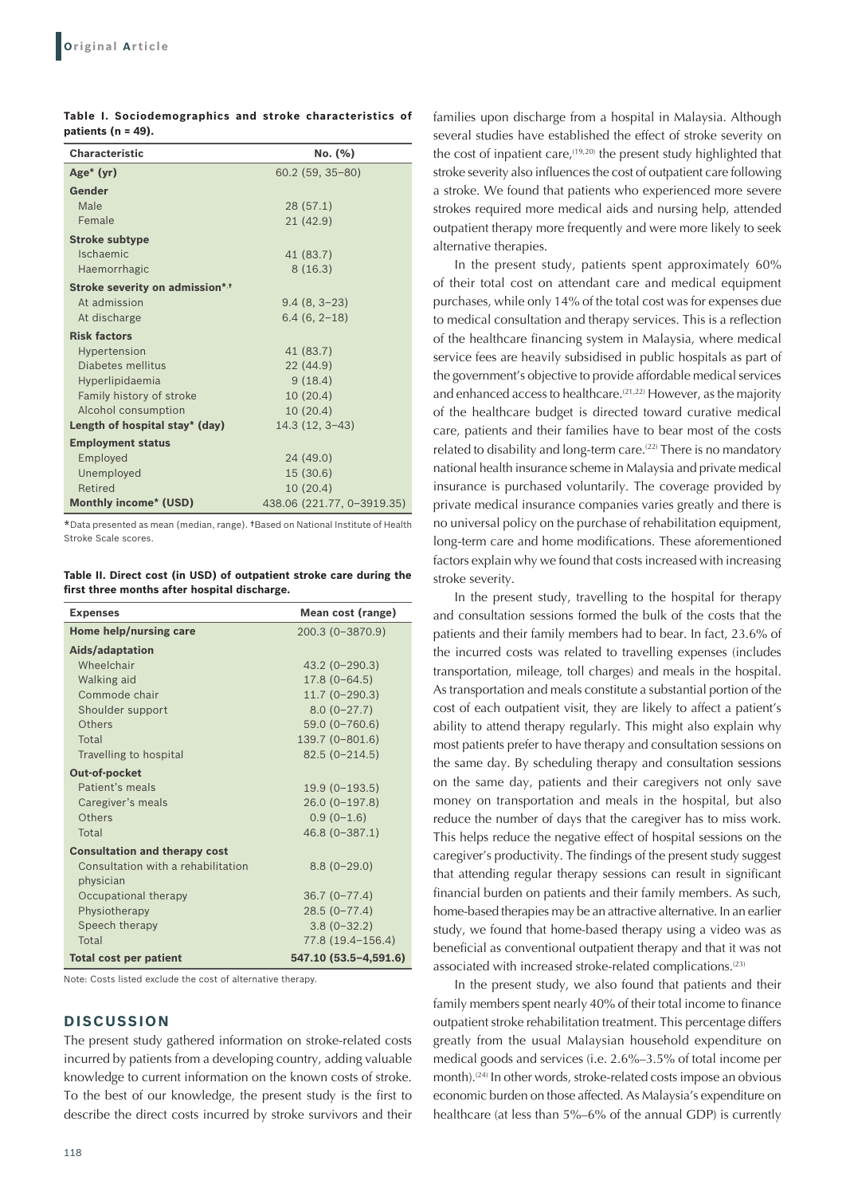**Table I. Sociodemographics and stroke characteristics of patients (n = 49).**

| Characteristic | No. (%) |
|---|---|
| **Age* (yr)** | 60.2 (59, 35–80) |
| **Gender** | |
| Male | 28 (57.1) |
| Female | 21 (42.9) |
| **Stroke subtype** | |
| Ischaemic | 41 (83.7) |
| Haemorrhagic | 8 (16.3) |
| **Stroke severity on admission*,†** | |
| At admission | 9.4 (8, 3–23) |
| At discharge | 6.4 (6, 2–18) |
| **Risk factors** | |
| Hypertension | 41 (83.7) |
| Diabetes mellitus | 22 (44.9) |
| Hyperlipidaemia | 9 (18.4) |
| Family history of stroke | 10 (20.4) |
| Alcohol consumption | 10 (20.4) |
| **Length of hospital stay* (day)** | 14.3 (12, 3–43) |
| **Employment status** | |
| Employed | 24 (49.0) |
| Unemployed | 15 (30.6) |
| Retired | 10 (20.4) |
| **Monthly income* (USD)** | 438.06 (221.77, 0–3919.35) |

*Data presented as mean (median, range). †Based on National Institute of Health Stroke Scale scores.

**Table II. Direct cost (in USD) of outpatient stroke care during the first three months after hospital discharge.**

| Expenses | Mean cost (range) |
|---|---|
| **Home help/nursing care** | 200.3 (0–3870.9) |
| **Aids/adaptation** | |
| Wheelchair | 43.2 (0–290.3) |
| Walking aid | 17.8 (0–64.5) |
| Commode chair | 11.7 (0–290.3) |
| Shoulder support | 8.0 (0–27.7) |
| Others | 59.0 (0–760.6) |
| Total | 139.7 (0–801.6) |
| Travelling to hospital | 82.5 (0–214.5) |
| **Out-of-pocket** | |
| Patient's meals | 19.9 (0–193.5) |
| Caregiver's meals | 26.0 (0–197.8) |
| Others | 0.9 (0–1.6) |
| Total | 46.8 (0–387.1) |
| **Consultation and therapy cost** | |
| Consultation with a rehabilitation physician | 8.8 (0–29.0) |
| Occupational therapy | 36.7 (0–77.4) |
| Physiotherapy | 28.5 (0–77.4) |
| Speech therapy | 3.8 (0–32.2) |
| Total | 77.8 (19.4–156.4) |
| **Total cost per patient** | **547.10 (53.5–4,591.6)** |

Note: Costs listed exclude the cost of alternative therapy.

## DISCUSSION

The present study gathered information on stroke-related costs incurred by patients from a developing country, adding valuable knowledge to current information on the known costs of stroke. To the best of our knowledge, the present study is the first to describe the direct costs incurred by stroke survivors and their families upon discharge from a hospital in Malaysia. Although several studies have established the effect of stroke severity on the cost of inpatient care,[19,20] the present study highlighted that stroke severity also influences the cost of outpatient care following a stroke. We found that patients who experienced more severe strokes required more medical aids and nursing help, attended outpatient therapy more frequently and were more likely to seek alternative therapies.

In the present study, patients spent approximately 60% of their total cost on attendant care and medical equipment purchases, while only 14% of the total cost was for expenses due to medical consultation and therapy services. This is a reflection of the healthcare financing system in Malaysia, where medical service fees are heavily subsidised in public hospitals as part of the government's objective to provide affordable medical services and enhanced access to healthcare.[21,22] However, as the majority of the healthcare budget is directed toward curative medical care, patients and their families have to bear most of the costs related to disability and long-term care.[22] There is no mandatory national health insurance scheme in Malaysia and private medical insurance is purchased voluntarily. The coverage provided by private medical insurance companies varies greatly and there is no universal policy on the purchase of rehabilitation equipment, long-term care and home modifications. These aforementioned factors explain why we found that costs increased with increasing stroke severity.

In the present study, travelling to the hospital for therapy and consultation sessions formed the bulk of the costs that the patients and their family members had to bear. In fact, 23.6% of the incurred costs was related to travelling expenses (includes transportation, mileage, toll charges) and meals in the hospital. As transportation and meals constitute a substantial portion of the cost of each outpatient visit, they are likely to affect a patient's ability to attend therapy regularly. This might also explain why most patients prefer to have therapy and consultation sessions on the same day. By scheduling therapy and consultation sessions on the same day, patients and their caregivers not only save money on transportation and meals in the hospital, but also reduce the number of days that the caregiver has to miss work. This helps reduce the negative effect of hospital sessions on the caregiver's productivity. The findings of the present study suggest that attending regular therapy sessions can result in significant financial burden on patients and their family members. As such, home-based therapies may be an attractive alternative. In an earlier study, we found that home-based therapy using a video was as beneficial as conventional outpatient therapy and that it was not associated with increased stroke-related complications.[23]

In the present study, we also found that patients and their family members spent nearly 40% of their total income to finance outpatient stroke rehabilitation treatment. This percentage differs greatly from the usual Malaysian household expenditure on medical goods and services (i.e. 2.6%–3.5% of total income per month).[24] In other words, stroke-related costs impose an obvious economic burden on those affected. As Malaysia's expenditure on healthcare (at less than 5%–6% of the annual GDP) is currently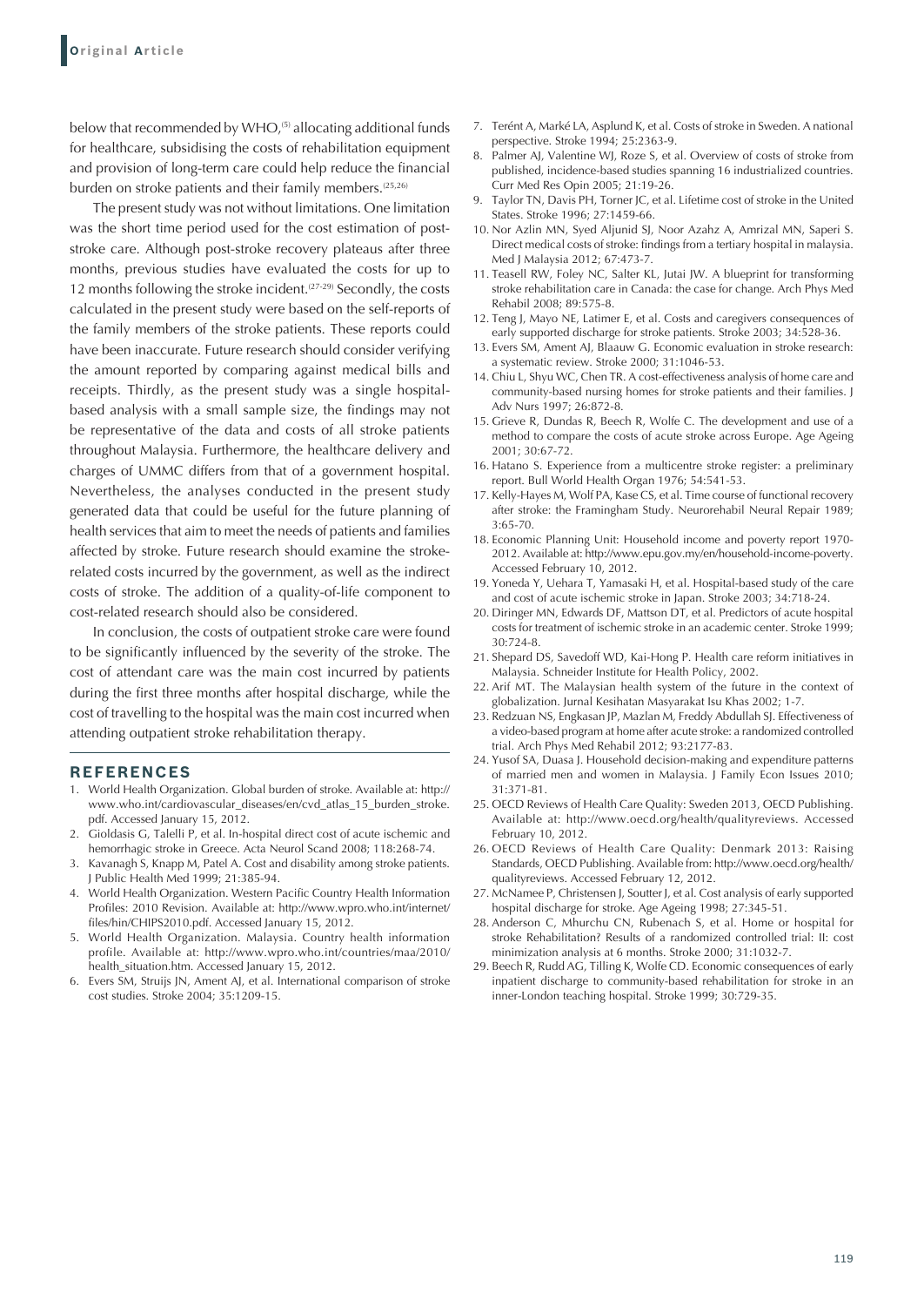below that recommended by WHO,[5] allocating additional funds for healthcare, subsidising the costs of rehabilitation equipment and provision of long-term care could help reduce the financial burden on stroke patients and their family members.[25,26]

The present study was not without limitations. One limitation was the short time period used for the cost estimation of post-stroke care. Although post-stroke recovery plateaus after three months, previous studies have evaluated the costs for up to 12 months following the stroke incident.[27-29] Secondly, the costs calculated in the present study were based on the self-reports of the family members of the stroke patients. These reports could have been inaccurate. Future research should consider verifying the amount reported by comparing against medical bills and receipts. Thirdly, as the present study was a single hospital-based analysis with a small sample size, the findings may not be representative of the data and costs of all stroke patients throughout Malaysia. Furthermore, the healthcare delivery and charges of UMMC differs from that of a government hospital. Nevertheless, the analyses conducted in the present study generated data that could be useful for the future planning of health services that aim to meet the needs of patients and families affected by stroke. Future research should examine the stroke-related costs incurred by the government, as well as the indirect costs of stroke. The addition of a quality-of-life component to cost-related research should also be considered.

In conclusion, the costs of outpatient stroke care were found to be significantly influenced by the severity of the stroke. The cost of attendant care was the main cost incurred by patients during the first three months after hospital discharge, while the cost of travelling to the hospital was the main cost incurred when attending outpatient stroke rehabilitation therapy.

## REFERENCES

1. World Health Organization. Global burden of stroke. Available at: http://www.who.int/cardiovascular_diseases/en/cvd_atlas_15_burden_stroke.pdf. Accessed January 15, 2012.
2. Gioldasis G, Talelli P, et al. In-hospital direct cost of acute ischemic and hemorrhagic stroke in Greece. Acta Neurol Scand 2008; 118:268-74.
3. Kavanagh S, Knapp M, Patel A. Cost and disability among stroke patients. J Public Health Med 1999; 21:385-94.
4. World Health Organization. Western Pacific Country Health Information Profiles: 2010 Revision. Available at: http://www.wpro.who.int/internet/files/hin/CHIPS2010.pdf. Accessed January 15, 2012.
5. World Health Organization. Malaysia. Country health information profile. Available at: http://www.wpro.who.int/countries/maa/2010/health_situation.htm. Accessed January 15, 2012.
6. Evers SM, Struijs JN, Ament AJ, et al. International comparison of stroke cost studies. Stroke 2004; 35:1209-15.
7. Terént A, Marké LA, Asplund K, et al. Costs of stroke in Sweden. A national perspective. Stroke 1994; 25:2363-9.
8. Palmer AJ, Valentine WJ, Roze S, et al. Overview of costs of stroke from published, incidence-based studies spanning 16 industrialized countries. Curr Med Res Opin 2005; 21:19-26.
9. Taylor TN, Davis PH, Torner JC, et al. Lifetime cost of stroke in the United States. Stroke 1996; 27:1459-66.
10. Nor Azlin MN, Syed Aljunid SJ, Noor Azahz A, Amrizal MN, Saperi S. Direct medical costs of stroke: findings from a tertiary hospital in malaysia. Med J Malaysia 2012; 67:473-7.
11. Teasell RW, Foley NC, Salter KL, Jutai JW. A blueprint for transforming stroke rehabilitation care in Canada: the case for change. Arch Phys Med Rehabil 2008; 89:575-8.
12. Teng J, Mayo NE, Latimer E, et al. Costs and caregivers consequences of early supported discharge for stroke patients. Stroke 2003; 34:528-36.
13. Evers SM, Ament AJ, Blaauw G. Economic evaluation in stroke research: a systematic review. Stroke 2000; 31:1046-53.
14. Chiu L, Shyu WC, Chen TR. A cost-effectiveness analysis of home care and community-based nursing homes for stroke patients and their families. J Adv Nurs 1997; 26:872-8.
15. Grieve R, Dundas R, Beech R, Wolfe C. The development and use of a method to compare the costs of acute stroke across Europe. Age Ageing 2001; 30:67-72.
16. Hatano S. Experience from a multicentre stroke register: a preliminary report. Bull World Health Organ 1976; 54:541-53.
17. Kelly-Hayes M, Wolf PA, Kase CS, et al. Time course of functional recovery after stroke: the Framingham Study. Neurorehabil Neural Repair 1989; 3:65-70.
18. Economic Planning Unit: Household income and poverty report 1970-2012. Available at: http://www.epu.gov.my/en/household-income-poverty. Accessed February 10, 2012.
19. Yoneda Y, Uehara T, Yamasaki H, et al. Hospital-based study of the care and cost of acute ischemic stroke in Japan. Stroke 2003; 34:718-24.
20. Diringer MN, Edwards DF, Mattson DT, et al. Predictors of acute hospital costs for treatment of ischemic stroke in an academic center. Stroke 1999; 30:724-8.
21. Shepard DS, Savedoff WD, Kai-Hong P. Health care reform initiatives in Malaysia. Schneider Institute for Health Policy, 2002.
22. Arif MT. The Malaysian health system of the future in the context of globalization. Jurnal Kesihatan Masyarakat Isu Khas 2002; 1-7.
23. Redzuan NS, Engkasan JP, Mazlan M, Freddy Abdullah SJ. Effectiveness of a video-based program at home after acute stroke: a randomized controlled trial. Arch Phys Med Rehabil 2012; 93:2177-83.
24. Yusof SA, Duasa J. Household decision-making and expenditure patterns of married men and women in Malaysia. J Family Econ Issues 2010; 31:371-81.
25. OECD Reviews of Health Care Quality: Sweden 2013, OECD Publishing. Available at: http://www.oecd.org/health/qualityreviews. Accessed February 10, 2012.
26. OECD Reviews of Health Care Quality: Denmark 2013: Raising Standards, OECD Publishing. Available from: http://www.oecd.org/health/qualityreviews. Accessed February 12, 2012.
27. McNamee P, Christensen J, Soutter J, et al. Cost analysis of early supported hospital discharge for stroke. Age Ageing 1998; 27:345-51.
28. Anderson C, Mhurchu CN, Rubenach S, et al. Home or hospital for stroke Rehabilitation? Results of a randomized controlled trial: II: cost minimization analysis at 6 months. Stroke 2000; 31:1032-7.
29. Beech R, Rudd AG, Tilling K, Wolfe CD. Economic consequences of early inpatient discharge to community-based rehabilitation for stroke in an inner-London teaching hospital. Stroke 1999; 30:729-35.